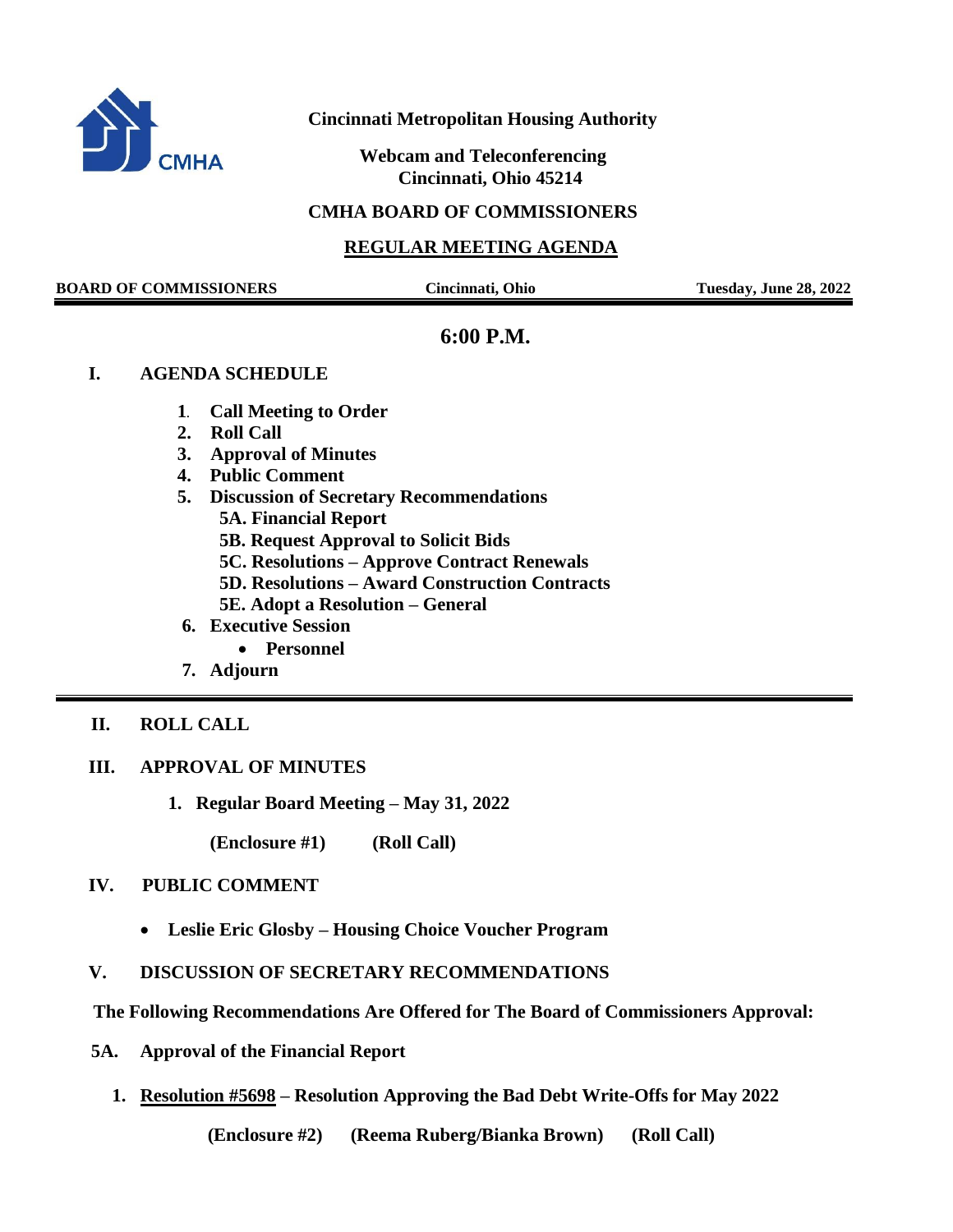**Cincinnati Metropolitan Housing Authority**

**Webcam and Teleconferencing**
**Cincinnati, Ohio 45214**

**CMHA BOARD OF COMMISSIONERS**

**REGULAR MEETING AGENDA**

**BOARD OF COMMISSIONERS** | **Cincinnati, Ohio** | **Tuesday, June 28, 2022**

**6:00 P.M.**

## I. AGENDA SCHEDULE

1. **Call Meeting to Order**
2. **Roll Call**
3. **Approval of Minutes**
4. **Public Comment**
5. **Discussion of Secretary Recommendations**
   - **5A. Financial Report**
   - **5B. Request Approval to Solicit Bids**
   - **5C. Resolutions – Approve Contract Renewals**
   - **5D. Resolutions – Award Construction Contracts**
   - **5E. Adopt a Resolution – General**
6. **Executive Session**
   - **Personnel**
7. **Adjourn**

## II. ROLL CALL

## III. APPROVAL OF MINUTES

1. **Regular Board Meeting – May 31, 2022**

   **(Enclosure #1) (Roll Call)**

## IV. PUBLIC COMMENT

- **Leslie Eric Glosby – Housing Choice Voucher Program**

## V. DISCUSSION OF SECRETARY RECOMMENDATIONS

**The Following Recommendations Are Offered for The Board of Commissioners Approval:**

## 5A. Approval of the Financial Report

1. **Resolution #5698 – Resolution Approving the Bad Debt Write-Offs for May 2022**

   **(Enclosure #2) (Reema Ruberg/Bianka Brown) (Roll Call)**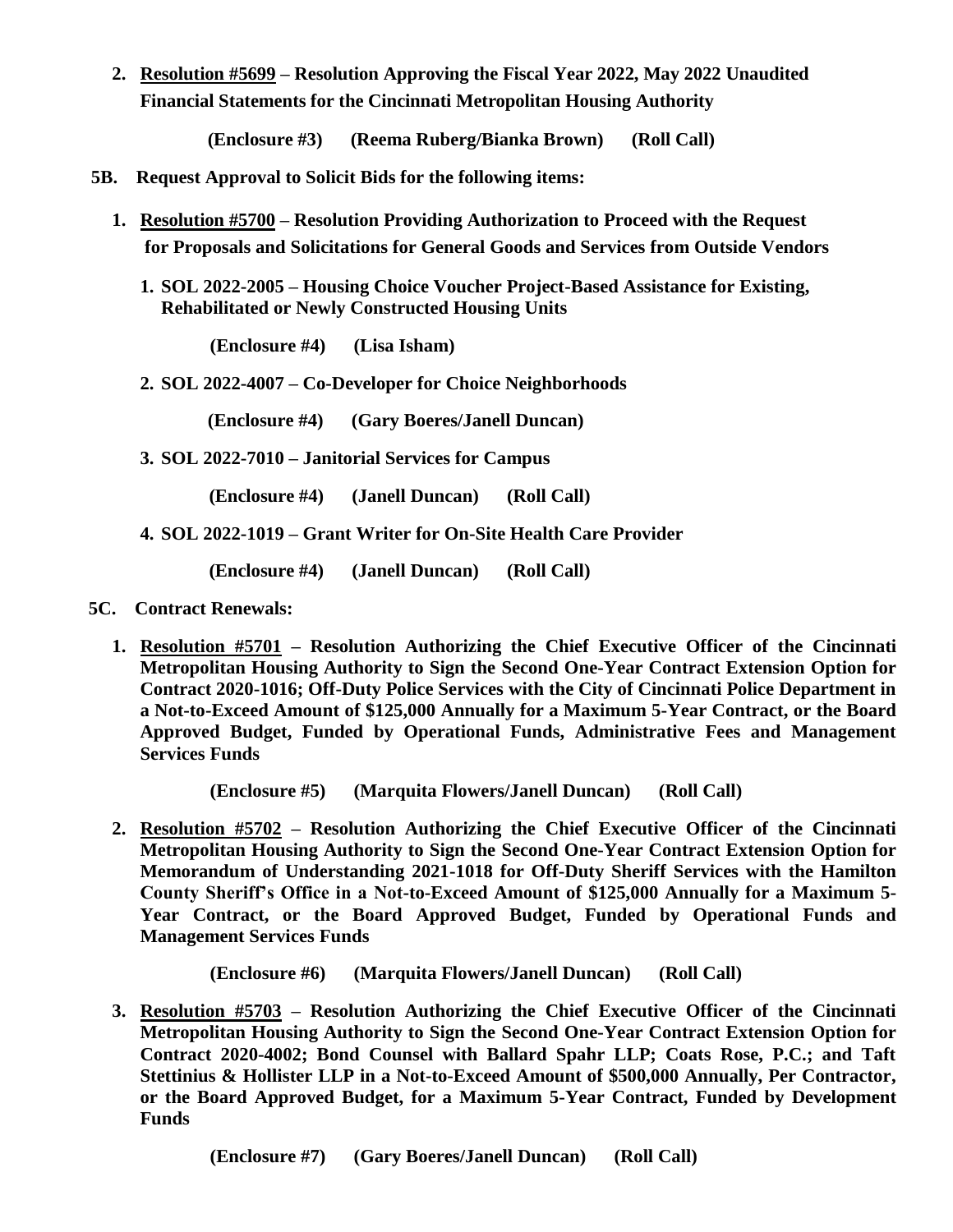2. **Resolution #5699 – Resolution Approving the Fiscal Year 2022, May 2022 Unaudited Financial Statements for the Cincinnati Metropolitan Housing Authority**

   **(Enclosure #3) (Reema Ruberg/Bianka Brown) (Roll Call)**

**5B. Request Approval to Solicit Bids for the following items:**

1. **Resolution #5700 – Resolution Providing Authorization to Proceed with the Request for Proposals and Solicitations for General Goods and Services from Outside Vendors**

   1. **SOL 2022-2005 – Housing Choice Voucher Project-Based Assistance for Existing, Rehabilitated or Newly Constructed Housing Units**

      **(Enclosure #4) (Lisa Isham)**

   2. **SOL 2022-4007 – Co-Developer for Choice Neighborhoods**

      **(Enclosure #4) (Gary Boeres/Janell Duncan)**

   3. **SOL 2022-7010 – Janitorial Services for Campus**

      **(Enclosure #4) (Janell Duncan) (Roll Call)**

   4. **SOL 2022-1019 – Grant Writer for On-Site Health Care Provider**

      **(Enclosure #4) (Janell Duncan) (Roll Call)**

**5C. Contract Renewals:**

1. **Resolution #5701 – Resolution Authorizing the Chief Executive Officer of the Cincinnati Metropolitan Housing Authority to Sign the Second One-Year Contract Extension Option for Contract 2020-1016; Off-Duty Police Services with the City of Cincinnati Police Department in a Not-to-Exceed Amount of $125,000 Annually for a Maximum 5-Year Contract, or the Board Approved Budget, Funded by Operational Funds, Administrative Fees and Management Services Funds**

   **(Enclosure #5) (Marquita Flowers/Janell Duncan) (Roll Call)**

2. **Resolution #5702 – Resolution Authorizing the Chief Executive Officer of the Cincinnati Metropolitan Housing Authority to Sign the Second One-Year Contract Extension Option for Memorandum of Understanding 2021-1018 for Off-Duty Sheriff Services with the Hamilton County Sheriff's Office in a Not-to-Exceed Amount of $125,000 Annually for a Maximum 5-Year Contract, or the Board Approved Budget, Funded by Operational Funds and Management Services Funds**

   **(Enclosure #6) (Marquita Flowers/Janell Duncan) (Roll Call)**

3. **Resolution #5703 – Resolution Authorizing the Chief Executive Officer of the Cincinnati Metropolitan Housing Authority to Sign the Second One-Year Contract Extension Option for Contract 2020-4002; Bond Counsel with Ballard Spahr LLP; Coats Rose, P.C.; and Taft Stettinius & Hollister LLP in a Not-to-Exceed Amount of $500,000 Annually, Per Contractor, or the Board Approved Budget, for a Maximum 5-Year Contract, Funded by Development Funds**

   **(Enclosure #7) (Gary Boeres/Janell Duncan) (Roll Call)**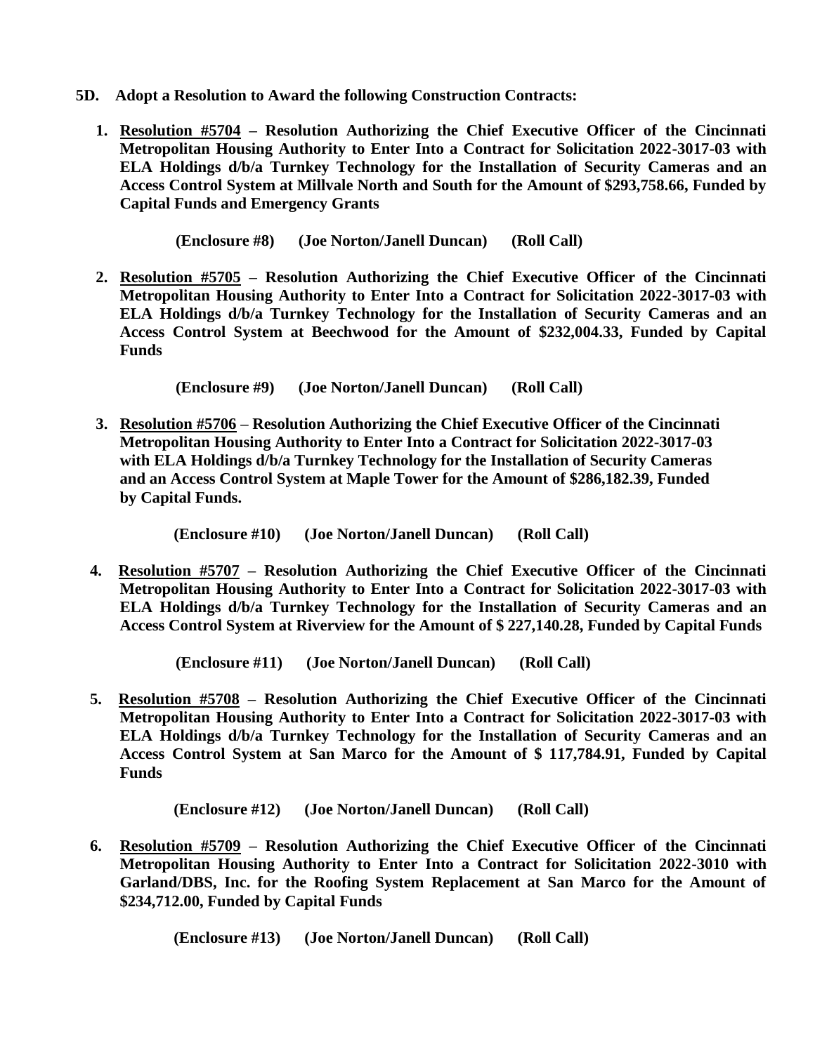**5D. Adopt a Resolution to Award the following Construction Contracts:**

1. **<u>Resolution #5704</u> – Resolution Authorizing the Chief Executive Officer of the Cincinnati Metropolitan Housing Authority to Enter Into a Contract for Solicitation 2022-3017-03 with ELA Holdings d/b/a Turnkey Technology for the Installation of Security Cameras and an Access Control System at Millvale North and South for the Amount of $293,758.66, Funded by Capital Funds and Emergency Grants**

   **(Enclosure #8) (Joe Norton/Janell Duncan) (Roll Call)**

2. **<u>Resolution #5705</u> – Resolution Authorizing the Chief Executive Officer of the Cincinnati Metropolitan Housing Authority to Enter Into a Contract for Solicitation 2022-3017-03 with ELA Holdings d/b/a Turnkey Technology for the Installation of Security Cameras and an Access Control System at Beechwood for the Amount of $232,004.33, Funded by Capital Funds**

   **(Enclosure #9) (Joe Norton/Janell Duncan) (Roll Call)**

3. **<u>Resolution #5706</u> – Resolution Authorizing the Chief Executive Officer of the Cincinnati Metropolitan Housing Authority to Enter Into a Contract for Solicitation 2022-3017-03 with ELA Holdings d/b/a Turnkey Technology for the Installation of Security Cameras and an Access Control System at Maple Tower for the Amount of $286,182.39, Funded by Capital Funds.**

   **(Enclosure #10) (Joe Norton/Janell Duncan) (Roll Call)**

4. **<u>Resolution #5707</u> – Resolution Authorizing the Chief Executive Officer of the Cincinnati Metropolitan Housing Authority to Enter Into a Contract for Solicitation 2022-3017-03 with ELA Holdings d/b/a Turnkey Technology for the Installation of Security Cameras and an Access Control System at Riverview for the Amount of $ 227,140.28, Funded by Capital Funds**

   **(Enclosure #11) (Joe Norton/Janell Duncan) (Roll Call)**

5. **<u>Resolution #5708</u> – Resolution Authorizing the Chief Executive Officer of the Cincinnati Metropolitan Housing Authority to Enter Into a Contract for Solicitation 2022-3017-03 with ELA Holdings d/b/a Turnkey Technology for the Installation of Security Cameras and an Access Control System at San Marco for the Amount of $ 117,784.91, Funded by Capital Funds**

   **(Enclosure #12) (Joe Norton/Janell Duncan) (Roll Call)**

6. **<u>Resolution #5709</u> – Resolution Authorizing the Chief Executive Officer of the Cincinnati Metropolitan Housing Authority to Enter Into a Contract for Solicitation 2022-3010 with Garland/DBS, Inc. for the Roofing System Replacement at San Marco for the Amount of $234,712.00, Funded by Capital Funds**

   **(Enclosure #13) (Joe Norton/Janell Duncan) (Roll Call)**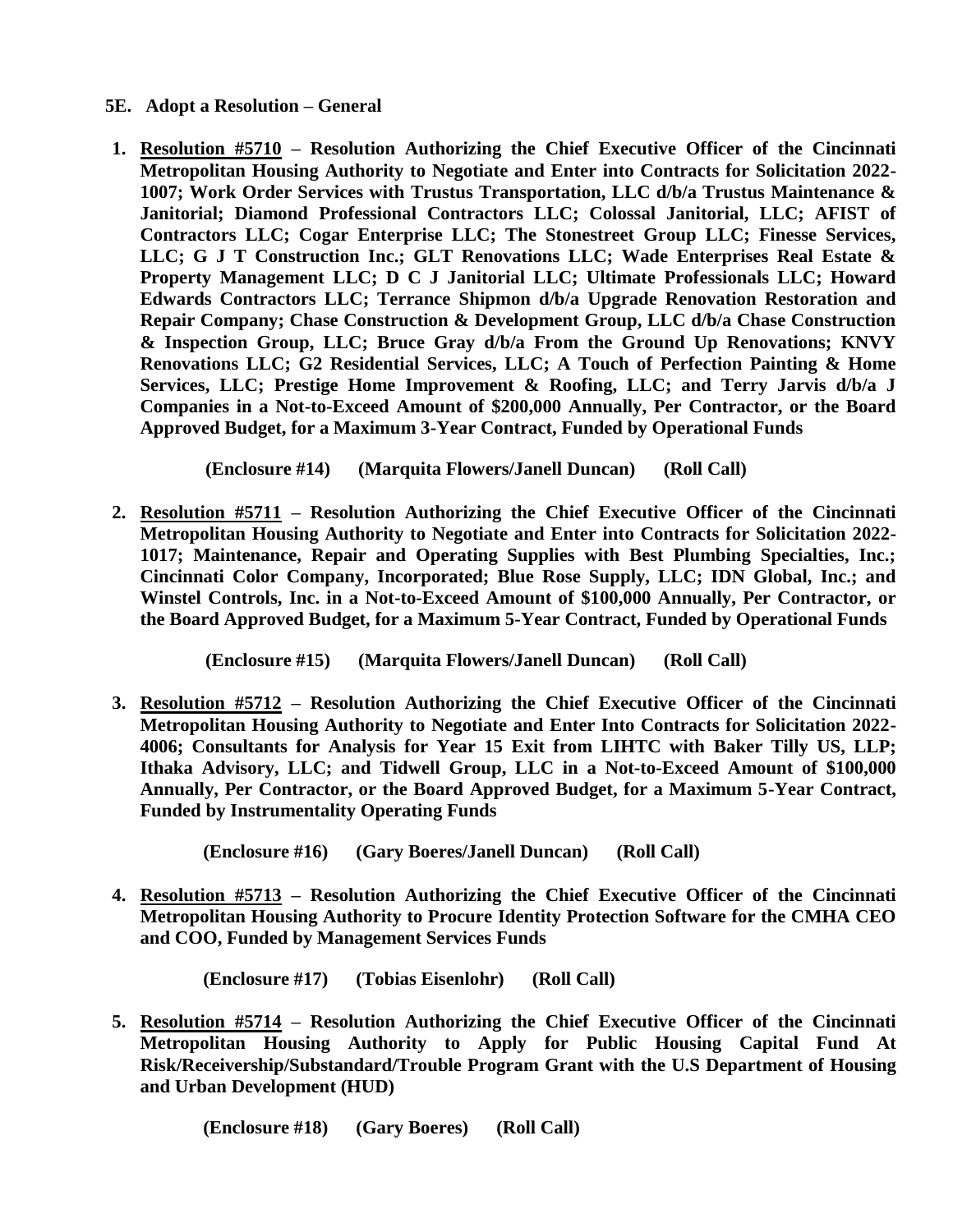**5E. Adopt a Resolution – General**

1. **Resolution #5710 – Resolution Authorizing the Chief Executive Officer of the Cincinnati Metropolitan Housing Authority to Negotiate and Enter into Contracts for Solicitation 2022-1007; Work Order Services with Trustus Transportation, LLC d/b/a Trustus Maintenance & Janitorial; Diamond Professional Contractors LLC; Colossal Janitorial, LLC; AFIST of Contractors LLC; Cogar Enterprise LLC; The Stonestreet Group LLC; Finesse Services, LLC; G J T Construction Inc.; GLT Renovations LLC; Wade Enterprises Real Estate & Property Management LLC; D C J Janitorial LLC; Ultimate Professionals LLC; Howard Edwards Contractors LLC; Terrance Shipmon d/b/a Upgrade Renovation Restoration and Repair Company; Chase Construction & Development Group, LLC d/b/a Chase Construction & Inspection Group, LLC; Bruce Gray d/b/a From the Ground Up Renovations; KNVY Renovations LLC; G2 Residential Services, LLC; A Touch of Perfection Painting & Home Services, LLC; Prestige Home Improvement & Roofing, LLC; and Terry Jarvis d/b/a J Companies in a Not-to-Exceed Amount of $200,000 Annually, Per Contractor, or the Board Approved Budget, for a Maximum 3-Year Contract, Funded by Operational Funds**

   **(Enclosure #14) (Marquita Flowers/Janell Duncan) (Roll Call)**

2. **Resolution #5711 – Resolution Authorizing the Chief Executive Officer of the Cincinnati Metropolitan Housing Authority to Negotiate and Enter into Contracts for Solicitation 2022-1017; Maintenance, Repair and Operating Supplies with Best Plumbing Specialties, Inc.; Cincinnati Color Company, Incorporated; Blue Rose Supply, LLC; IDN Global, Inc.; and Winstel Controls, Inc. in a Not-to-Exceed Amount of $100,000 Annually, Per Contractor, or the Board Approved Budget, for a Maximum 5-Year Contract, Funded by Operational Funds**

   **(Enclosure #15) (Marquita Flowers/Janell Duncan) (Roll Call)**

3. **Resolution #5712 – Resolution Authorizing the Chief Executive Officer of the Cincinnati Metropolitan Housing Authority to Negotiate and Enter Into Contracts for Solicitation 2022-4006; Consultants for Analysis for Year 15 Exit from LIHTC with Baker Tilly US, LLP; Ithaka Advisory, LLC; and Tidwell Group, LLC in a Not-to-Exceed Amount of $100,000 Annually, Per Contractor, or the Board Approved Budget, for a Maximum 5-Year Contract, Funded by Instrumentality Operating Funds**

   **(Enclosure #16) (Gary Boeres/Janell Duncan) (Roll Call)**

4. **Resolution #5713 – Resolution Authorizing the Chief Executive Officer of the Cincinnati Metropolitan Housing Authority to Procure Identity Protection Software for the CMHA CEO and COO, Funded by Management Services Funds**

   **(Enclosure #17) (Tobias Eisenlohr) (Roll Call)**

5. **Resolution #5714 – Resolution Authorizing the Chief Executive Officer of the Cincinnati Metropolitan Housing Authority to Apply for Public Housing Capital Fund At Risk/Receivership/Substandard/Trouble Program Grant with the U.S Department of Housing and Urban Development (HUD)**

   **(Enclosure #18) (Gary Boeres) (Roll Call)**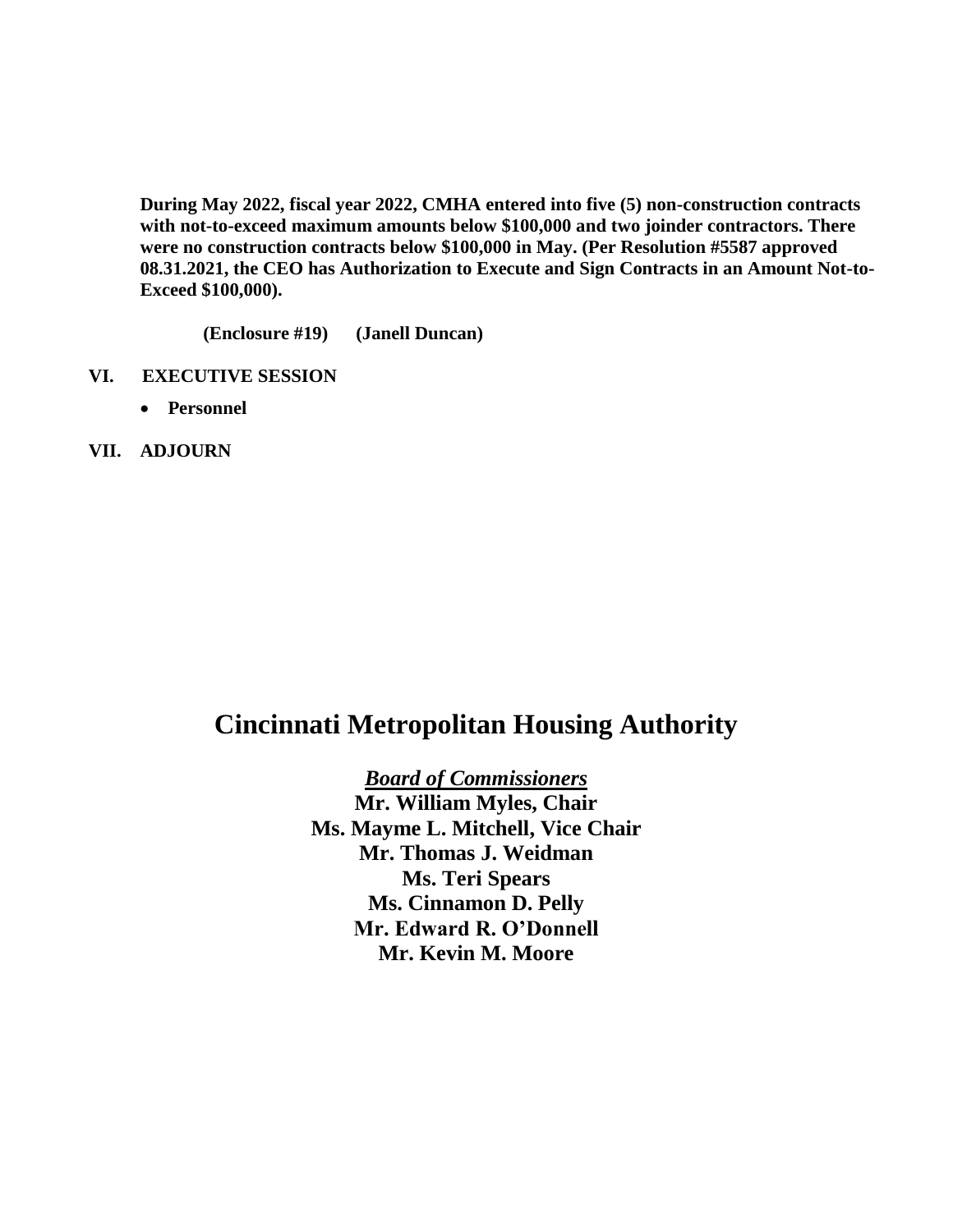**During May 2022, fiscal year 2022, CMHA entered into five (5) non-construction contracts with not-to-exceed maximum amounts below $100,000 and two joinder contractors. There were no construction contracts below $100,000 in May. (Per Resolution #5587 approved 08.31.2021, the CEO has Authorization to Execute and Sign Contracts in an Amount Not-to-Exceed $100,000).**

**(Enclosure #19) (Janell Duncan)**

## VI. EXECUTIVE SESSION

- **Personnel**

## VII. ADJOURN

# Cincinnati Metropolitan Housing Authority

***Board of Commissioners***

**Mr. William Myles, Chair**
**Ms. Mayme L. Mitchell, Vice Chair**
**Mr. Thomas J. Weidman**
**Ms. Teri Spears**
**Ms. Cinnamon D. Pelly**
**Mr. Edward R. O'Donnell**
**Mr. Kevin M. Moore**